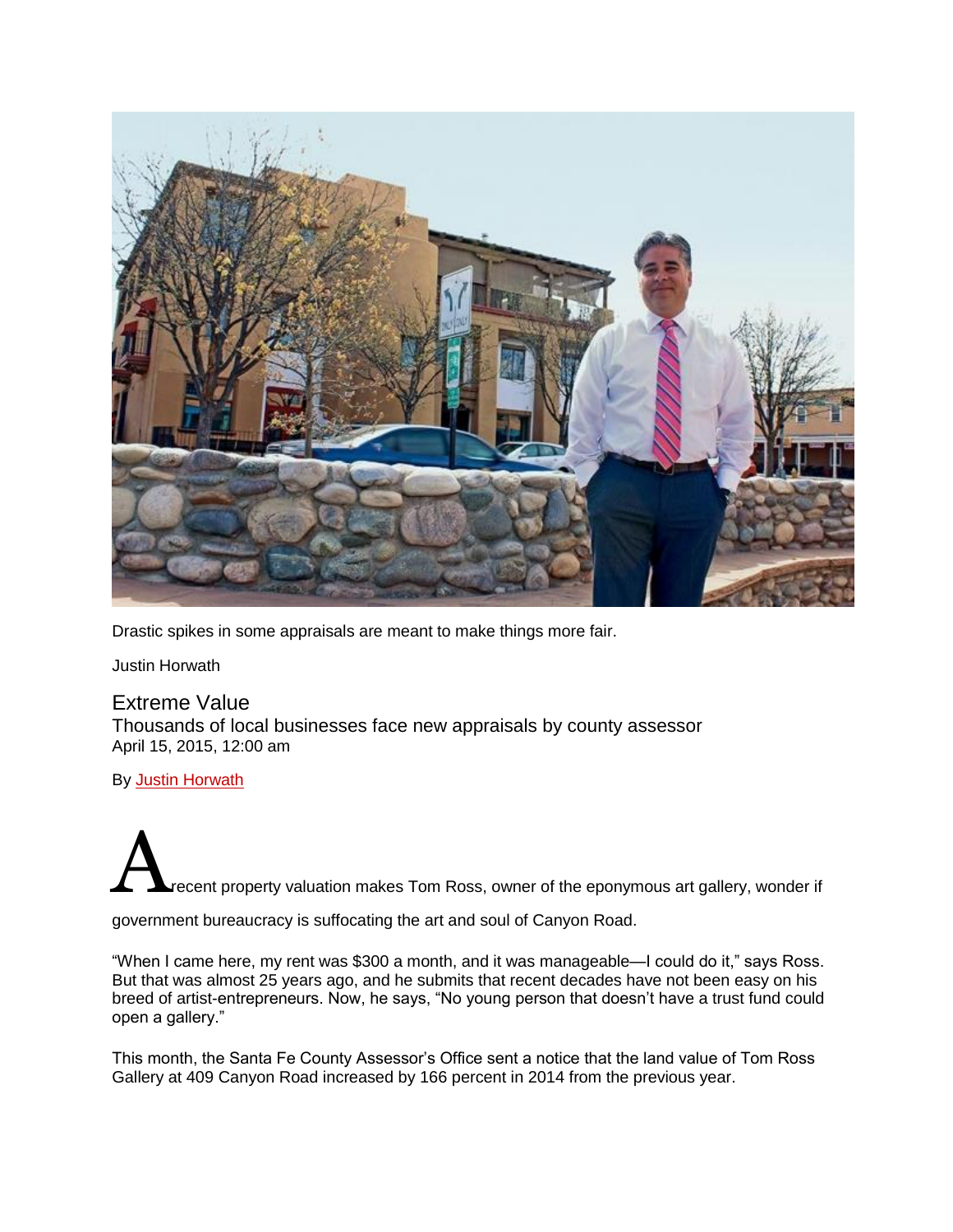Drastic spikes in some appraisals are meant to make things more fair.

Justin Horwath

# Extreme Value

## Thousands of local businesses face new appraisals by county assessor

April 15, 2015, 12:00 am

By Justin Horwath

A recent property valuation makes Tom Ross, owner of the eponymous art gallery, wonder if government bureaucracy is suffocating the art and soul of Canyon Road.

"When I came here, my rent was $300 a month, and it was manageable—I could do it," says Ross. But that was almost 25 years ago, and he submits that recent decades have not been easy on his breed of artist-entrepreneurs. Now, he says, "No young person that doesn't have a trust fund could open a gallery."

This month, the Santa Fe County Assessor's Office sent a notice that the land value of Tom Ross Gallery at 409 Canyon Road increased by 166 percent in 2014 from the previous year.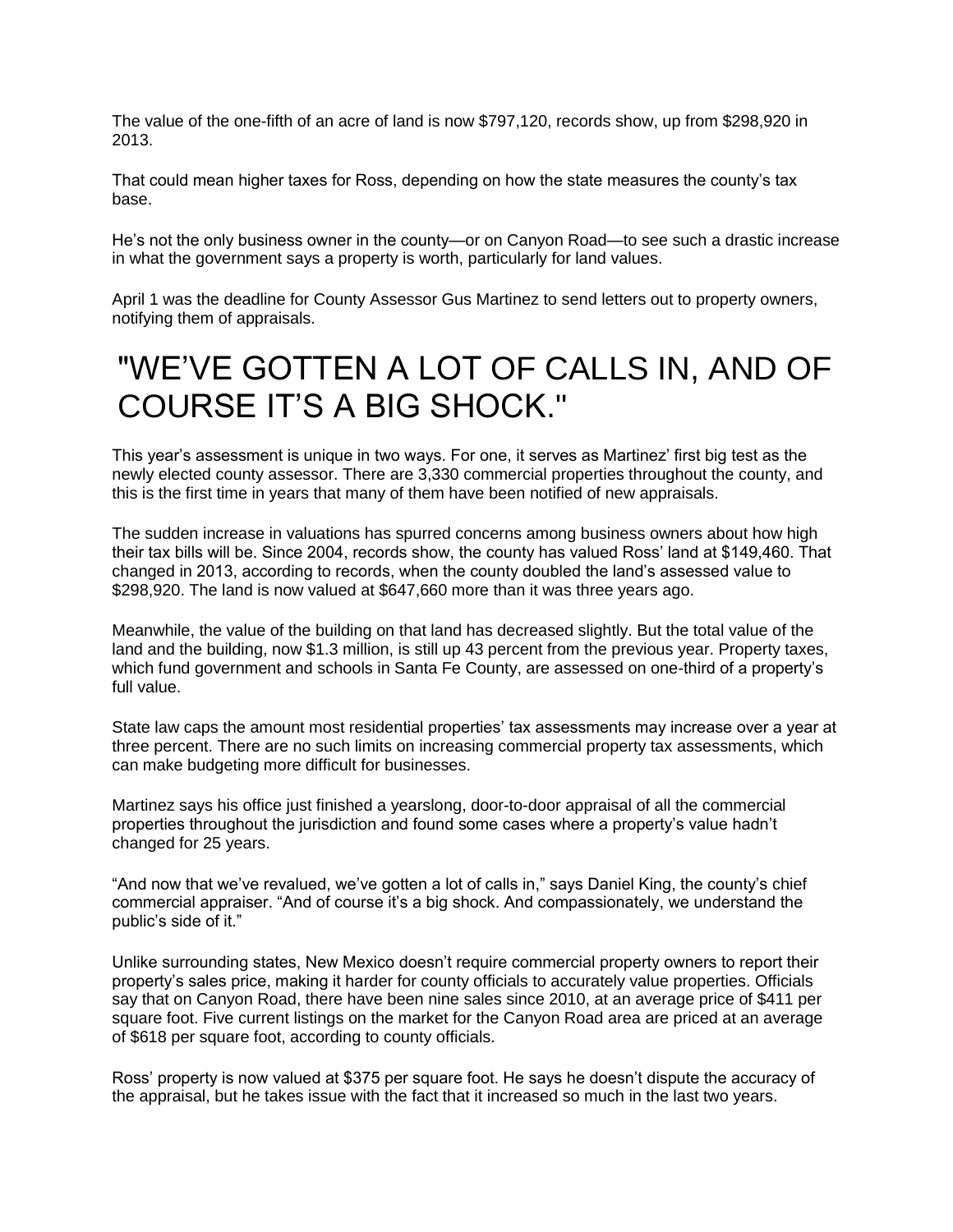The value of the one-fifth of an acre of land is now $797,120, records show, up from $298,920 in 2013.

That could mean higher taxes for Ross, depending on how the state measures the county's tax base.

He's not the only business owner in the county—or on Canyon Road—to see such a drastic increase in what the government says a property is worth, particularly for land values.

April 1 was the deadline for County Assessor Gus Martinez to send letters out to property owners, notifying them of appraisals.

# "WE'VE GOTTEN A LOT OF CALLS IN, AND OF COURSE IT'S A BIG SHOCK."

This year's assessment is unique in two ways. For one, it serves as Martinez' first big test as the newly elected county assessor. There are 3,330 commercial properties throughout the county, and this is the first time in years that many of them have been notified of new appraisals.

The sudden increase in valuations has spurred concerns among business owners about how high their tax bills will be. Since 2004, records show, the county has valued Ross' land at $149,460. That changed in 2013, according to records, when the county doubled the land's assessed value to $298,920. The land is now valued at $647,660 more than it was three years ago.

Meanwhile, the value of the building on that land has decreased slightly. But the total value of the land and the building, now $1.3 million, is still up 43 percent from the previous year. Property taxes, which fund government and schools in Santa Fe County, are assessed on one-third of a property's full value.

State law caps the amount most residential properties' tax assessments may increase over a year at three percent. There are no such limits on increasing commercial property tax assessments, which can make budgeting more difficult for businesses.

Martinez says his office just finished a yearslong, door-to-door appraisal of all the commercial properties throughout the jurisdiction and found some cases where a property's value hadn't changed for 25 years.

"And now that we've revalued, we've gotten a lot of calls in," says Daniel King, the county's chief commercial appraiser. "And of course it's a big shock. And compassionately, we understand the public's side of it."

Unlike surrounding states, New Mexico doesn't require commercial property owners to report their property's sales price, making it harder for county officials to accurately value properties. Officials say that on Canyon Road, there have been nine sales since 2010, at an average price of $411 per square foot. Five current listings on the market for the Canyon Road area are priced at an average of $618 per square foot, according to county officials.

Ross' property is now valued at $375 per square foot. He says he doesn't dispute the accuracy of the appraisal, but he takes issue with the fact that it increased so much in the last two years.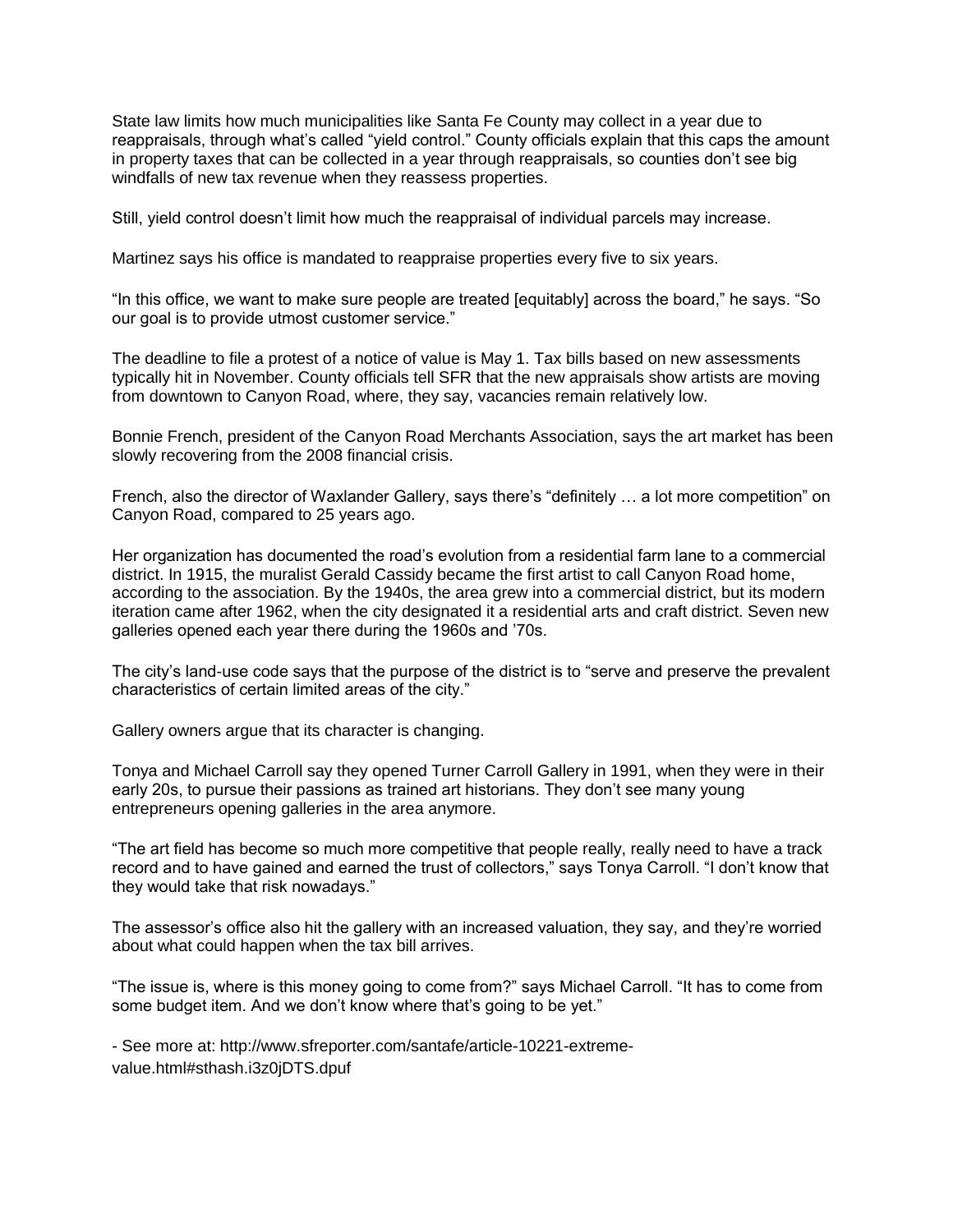State law limits how much municipalities like Santa Fe County may collect in a year due to reappraisals, through what's called "yield control." County officials explain that this caps the amount in property taxes that can be collected in a year through reappraisals, so counties don't see big windfalls of new tax revenue when they reassess properties.

Still, yield control doesn't limit how much the reappraisal of individual parcels may increase.

Martinez says his office is mandated to reappraise properties every five to six years.

"In this office, we want to make sure people are treated [equitably] across the board," he says. "So our goal is to provide utmost customer service."

The deadline to file a protest of a notice of value is May 1. Tax bills based on new assessments typically hit in November. County officials tell SFR that the new appraisals show artists are moving from downtown to Canyon Road, where, they say, vacancies remain relatively low.

Bonnie French, president of the Canyon Road Merchants Association, says the art market has been slowly recovering from the 2008 financial crisis.

French, also the director of Waxlander Gallery, says there's "definitely … a lot more competition" on Canyon Road, compared to 25 years ago.

Her organization has documented the road's evolution from a residential farm lane to a commercial district. In 1915, the muralist Gerald Cassidy became the first artist to call Canyon Road home, according to the association. By the 1940s, the area grew into a commercial district, but its modern iteration came after 1962, when the city designated it a residential arts and craft district. Seven new galleries opened each year there during the 1960s and '70s.

The city's land-use code says that the purpose of the district is to "serve and preserve the prevalent characteristics of certain limited areas of the city."

Gallery owners argue that its character is changing.

Tonya and Michael Carroll say they opened Turner Carroll Gallery in 1991, when they were in their early 20s, to pursue their passions as trained art historians. They don't see many young entrepreneurs opening galleries in the area anymore.

"The art field has become so much more competitive that people really, really need to have a track record and to have gained and earned the trust of collectors," says Tonya Carroll. "I don't know that they would take that risk nowadays."

The assessor's office also hit the gallery with an increased valuation, they say, and they're worried about what could happen when the tax bill arrives.

"The issue is, where is this money going to come from?" says Michael Carroll. "It has to come from some budget item. And we don't know where that's going to be yet."

- See more at: http://www.sfreporter.com/santafe/article-10221-extreme-value.html#sthash.i3z0jDTS.dpuf